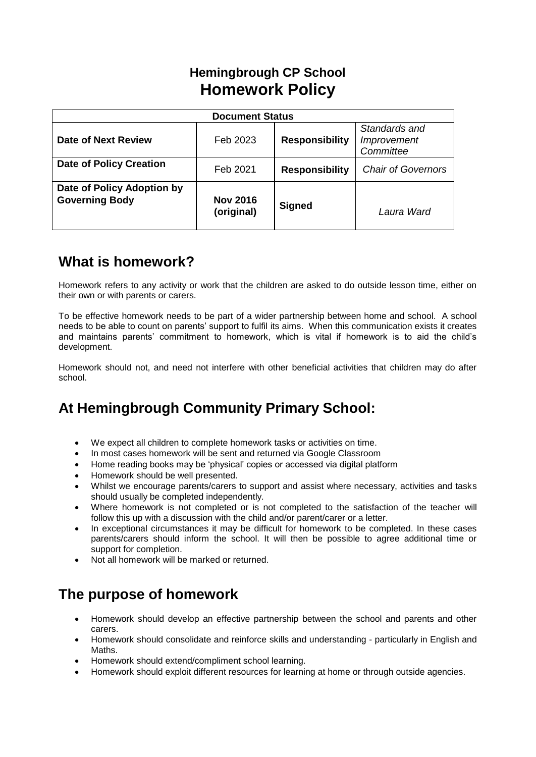# Hemingbrough CP School
# Homework Policy

| Document Status | | | |
|---|---|---|---|
| **Date of Next Review** | Feb 2023 | **Responsibility** | *Standards and Improvement Committee* |
| **Date of Policy Creation** | Feb 2021 | **Responsibility** | *Chair of Governors* |
| **Date of Policy Adoption by Governing Body** | **Nov 2016 (original)** | **Signed** | *Laura Ward* |

## What is homework?

Homework refers to any activity or work that the children are asked to do outside lesson time, either on their own or with parents or carers.

To be effective homework needs to be part of a wider partnership between home and school. A school needs to be able to count on parents' support to fulfil its aims. When this communication exists it creates and maintains parents' commitment to homework, which is vital if homework is to aid the child's development.

Homework should not, and need not interfere with other beneficial activities that children may do after school.

## At Hemingbrough Community Primary School:

- We expect all children to complete homework tasks or activities on time.
- In most cases homework will be sent and returned via Google Classroom
- Home reading books may be 'physical' copies or accessed via digital platform
- Homework should be well presented.
- Whilst we encourage parents/carers to support and assist where necessary, activities and tasks should usually be completed independently.
- Where homework is not completed or is not completed to the satisfaction of the teacher will follow this up with a discussion with the child and/or parent/carer or a letter.
- In exceptional circumstances it may be difficult for homework to be completed. In these cases parents/carers should inform the school. It will then be possible to agree additional time or support for completion.
- Not all homework will be marked or returned.

## The purpose of homework

- Homework should develop an effective partnership between the school and parents and other carers.
- Homework should consolidate and reinforce skills and understanding - particularly in English and Maths.
- Homework should extend/compliment school learning.
- Homework should exploit different resources for learning at home or through outside agencies.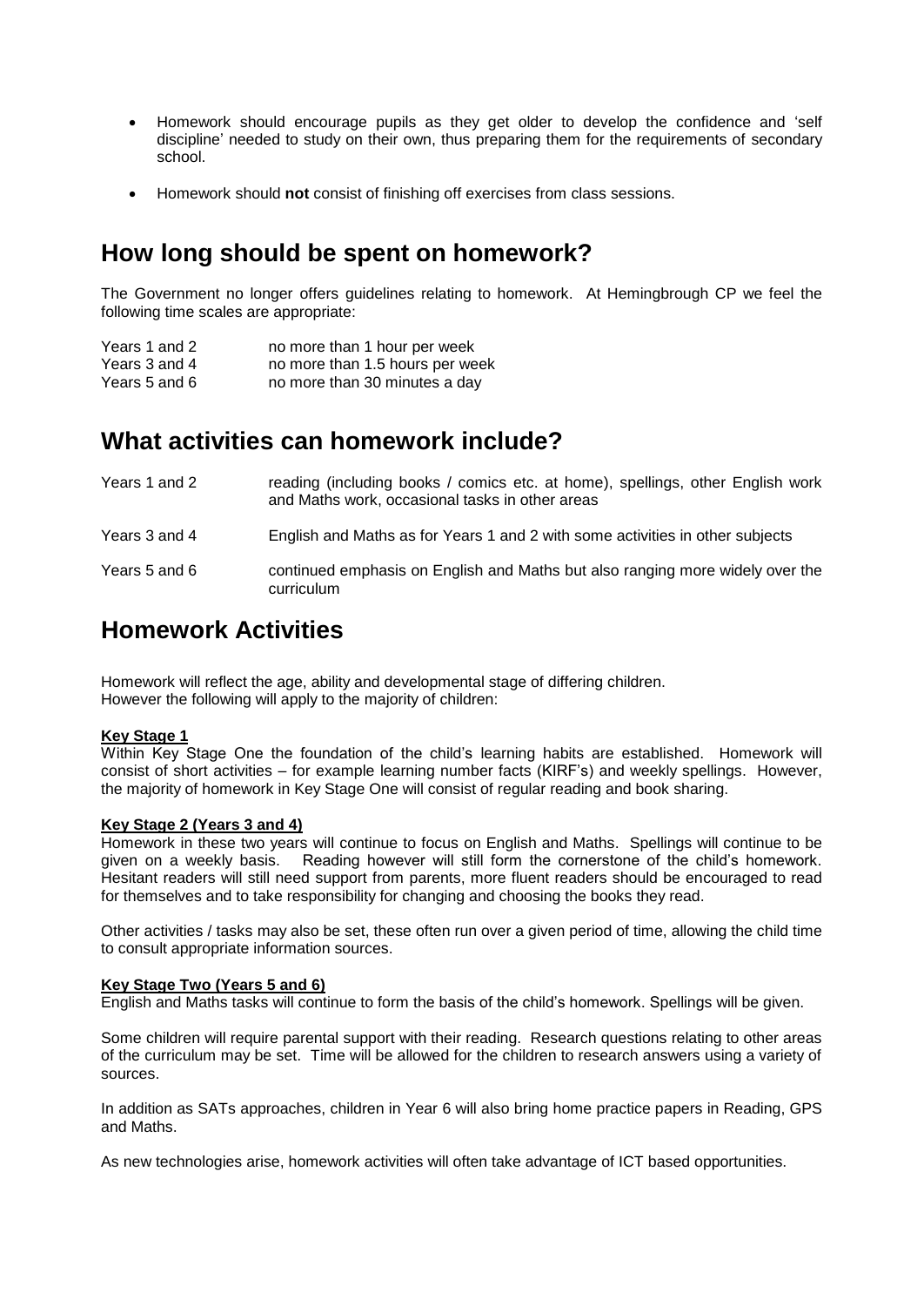- Homework should encourage pupils as they get older to develop the confidence and 'self discipline' needed to study on their own, thus preparing them for the requirements of secondary school.
- Homework should **not** consist of finishing off exercises from class sessions.

## How long should be spent on homework?

The Government no longer offers guidelines relating to homework. At Hemingbrough CP we feel the following time scales are appropriate:

| | |
|---|---|
| Years 1 and 2 | no more than 1 hour per week |
| Years 3 and 4 | no more than 1.5 hours per week |
| Years 5 and 6 | no more than 30 minutes a day |

## What activities can homework include?

| | |
|---|---|
| Years 1 and 2 | reading (including books / comics etc. at home), spellings, other English work and Maths work, occasional tasks in other areas |
| Years 3 and 4 | English and Maths as for Years 1 and 2 with some activities in other subjects |
| Years 5 and 6 | continued emphasis on English and Maths but also ranging more widely over the curriculum |

## Homework Activities

Homework will reflect the age, ability and developmental stage of differing children.
However the following will apply to the majority of children:

**Key Stage 1**
Within Key Stage One the foundation of the child's learning habits are established. Homework will consist of short activities – for example learning number facts (KIRF's) and weekly spellings. However, the majority of homework in Key Stage One will consist of regular reading and book sharing.

**Key Stage 2 (Years 3 and 4)**
Homework in these two years will continue to focus on English and Maths. Spellings will continue to be given on a weekly basis. Reading however will still form the cornerstone of the child's homework. Hesitant readers will still need support from parents, more fluent readers should be encouraged to read for themselves and to take responsibility for changing and choosing the books they read.

Other activities / tasks may also be set, these often run over a given period of time, allowing the child time to consult appropriate information sources.

**Key Stage Two (Years 5 and 6)**
English and Maths tasks will continue to form the basis of the child's homework. Spellings will be given.

Some children will require parental support with their reading. Research questions relating to other areas of the curriculum may be set. Time will be allowed for the children to research answers using a variety of sources.

In addition as SATs approaches, children in Year 6 will also bring home practice papers in Reading, GPS and Maths.

As new technologies arise, homework activities will often take advantage of ICT based opportunities.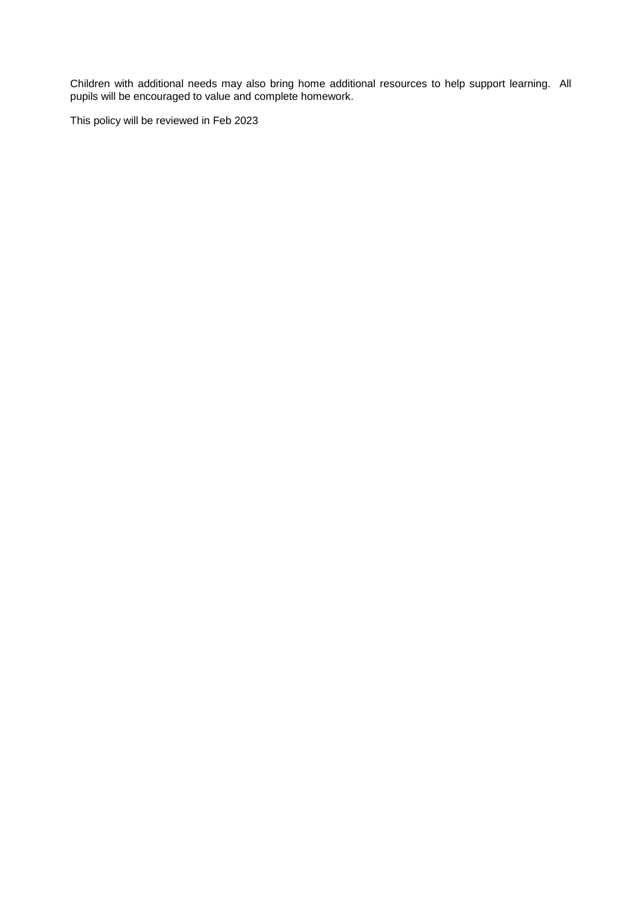Children with additional needs may also bring home additional resources to help support learning. All pupils will be encouraged to value and complete homework.

This policy will be reviewed in Feb 2023